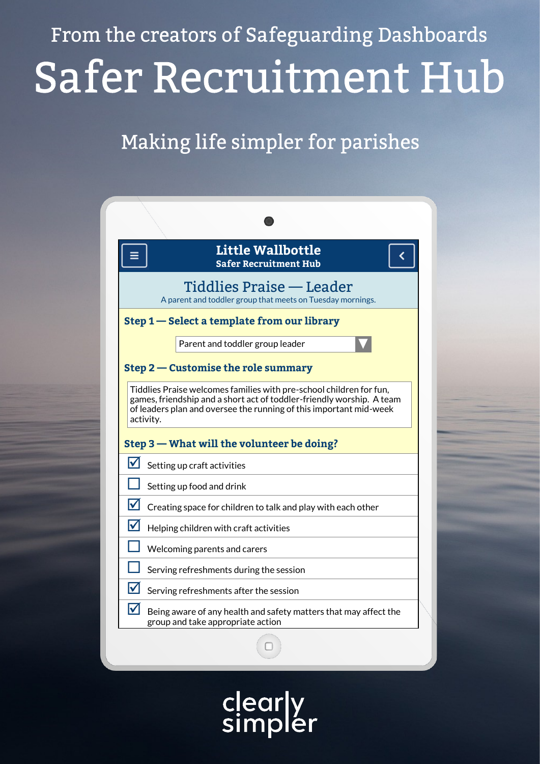From the creators of Safeguarding Dashboards

# Safer Recruitment Hub

## Making life simpler for parishes

**Little Wallbottle**
**Safer Recruitment Hub**

### Tiddlies Praise — Leader

A parent and toddler group that meets on Tuesday mornings.

**Step 1 — Select a template from our library**

Parent and toddler group leader

**Step 2 — Customise the role summary**

Tiddlies Praise welcomes families with pre-school children for fun, games, friendship and a short act of toddler-friendly worship. A team of leaders plan and oversee the running of this important mid-week activity.

**Step 3 — What will the volunteer be doing?**

- [x] Setting up craft activities
- [ ] Setting up food and drink
- [x] Creating space for children to talk and play with each other
- [x] Helping children with craft activities
- [ ] Welcoming parents and carers
- [ ] Serving refreshments during the session
- [x] Serving refreshments after the session
- [x] Being aware of any health and safety matters that may affect the group and take appropriate action

clearly simpler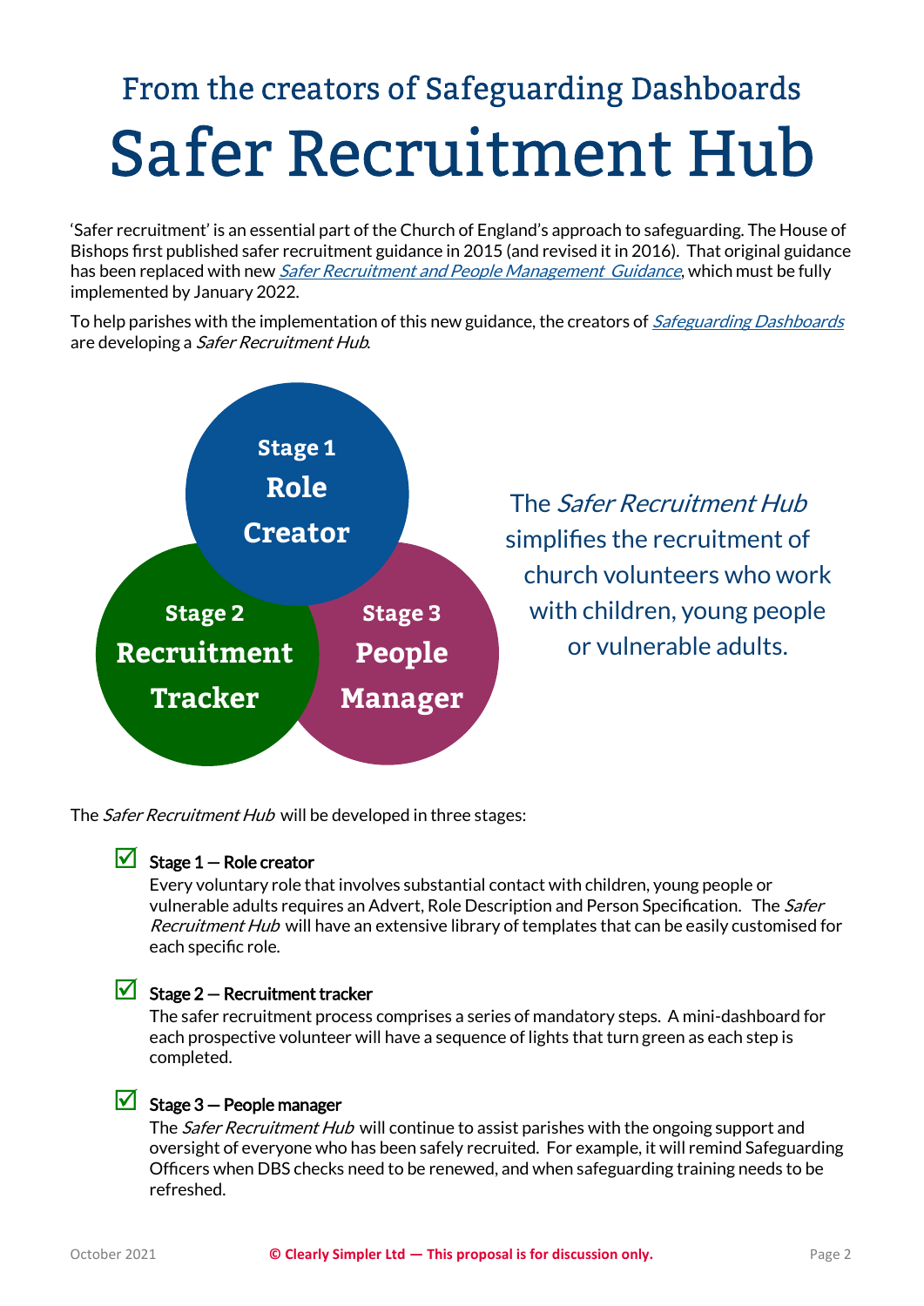From the creators of Safeguarding Dashboards

# Safer Recruitment Hub

'Safer recruitment' is an essential part of the Church of England's approach to safeguarding. The House of Bishops first published safer recruitment guidance in 2015 (and revised it in 2016). That original guidance has been replaced with new *Safer Recruitment and People Management Guidance*, which must be fully implemented by January 2022.

To help parishes with the implementation of this new guidance, the creators of *Safeguarding Dashboards* are developing a *Safer Recruitment Hub*.

**Stage 1**
**Role Creator**

**Stage 2**
**Recruitment Tracker**

**Stage 3**
**People Manager**

The *Safer Recruitment Hub* simplifies the recruitment of church volunteers who work with children, young people or vulnerable adults.

The *Safer Recruitment Hub* will be developed in three stages:

- ☑ **Stage 1 — Role creator**
  Every voluntary role that involves substantial contact with children, young people or vulnerable adults requires an Advert, Role Description and Person Specification. The *Safer Recruitment Hub* will have an extensive library of templates that can be easily customised for each specific role.

- ☑ **Stage 2 — Recruitment tracker**
  The safer recruitment process comprises a series of mandatory steps. A mini-dashboard for each prospective volunteer will have a sequence of lights that turn green as each step is completed.

- ☑ **Stage 3 — People manager**
  The *Safer Recruitment Hub* will continue to assist parishes with the ongoing support and oversight of everyone who has been safely recruited. For example, it will remind Safeguarding Officers when DBS checks need to be renewed, and when safeguarding training needs to be refreshed.

October 2021 **© Clearly Simpler Ltd — This proposal is for discussion only.**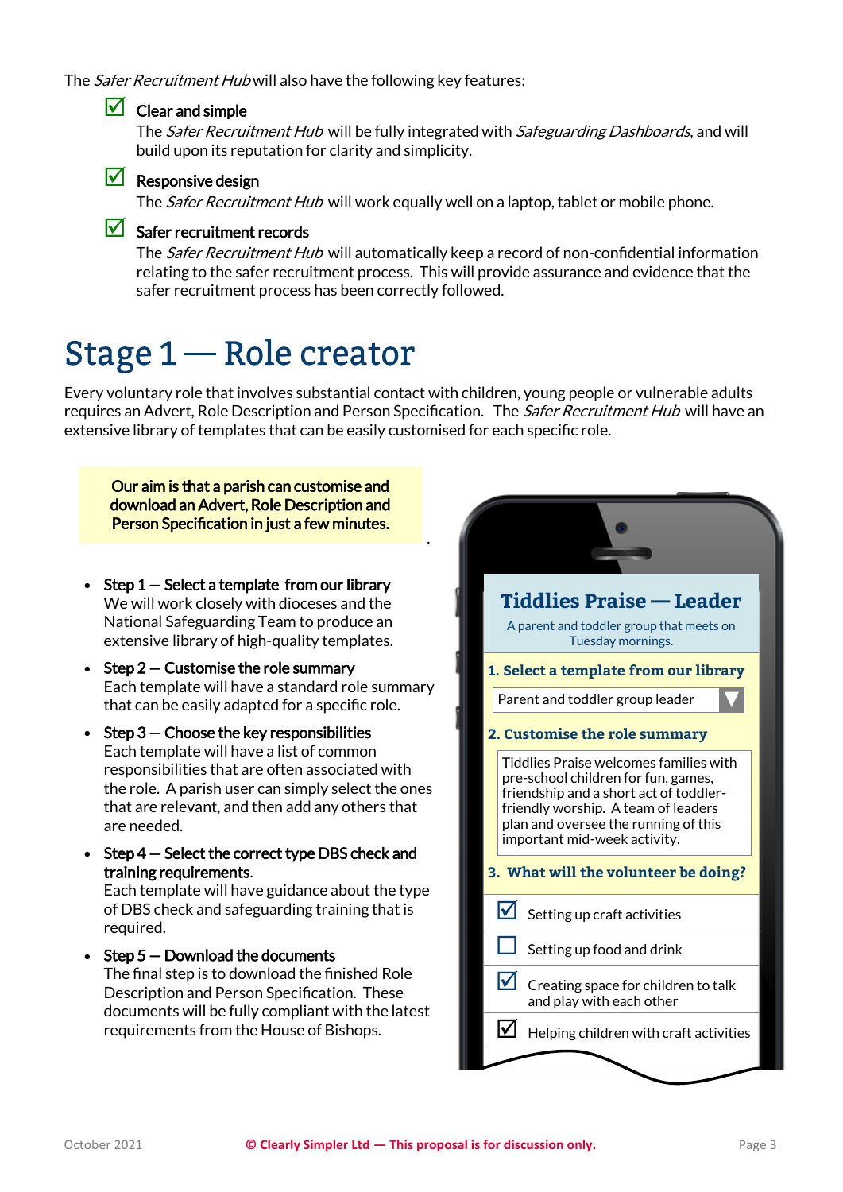The *Safer Recruitment Hub* will also have the following key features:

- ☑ **Clear and simple**
  The *Safer Recruitment Hub* will be fully integrated with *Safeguarding Dashboards*, and will build upon its reputation for clarity and simplicity.
- ☑ **Responsive design**
  The *Safer Recruitment Hub* will work equally well on a laptop, tablet or mobile phone.
- ☑ **Safer recruitment records**
  The *Safer Recruitment Hub* will automatically keep a record of non-confidential information relating to the safer recruitment process. This will provide assurance and evidence that the safer recruitment process has been correctly followed.

# Stage 1 — Role creator

Every voluntary role that involves substantial contact with children, young people or vulnerable adults requires an Advert, Role Description and Person Specification. The *Safer Recruitment Hub* will have an extensive library of templates that can be easily customised for each specific role.

**Our aim is that a parish can customise and download an Advert, Role Description and Person Specification in just a few minutes.**

- **Step 1 — Select a template from our library**
  We will work closely with dioceses and the National Safeguarding Team to produce an extensive library of high-quality templates.
- **Step 2 — Customise the role summary**
  Each template will have a standard role summary that can be easily adapted for a specific role.
- **Step 3 — Choose the key responsibilities**
  Each template will have a list of common responsibilities that are often associated with the role. A parish user can simply select the ones that are relevant, and then add any others that are needed.
- **Step 4 — Select the correct type DBS check and training requirements**.
  Each template will have guidance about the type of DBS check and safeguarding training that is required.
- **Step 5 — Download the documents**
  The final step is to download the finished Role Description and Person Specification. These documents will be fully compliant with the latest requirements from the House of Bishops.

**Tiddlies Praise — Leader**

A parent and toddler group that meets on Tuesday mornings.

**1. Select a template from our library**

Parent and toddler group leader

**2. Customise the role summary**

Tiddlies Praise welcomes families with pre-school children for fun, games, friendship and a short act of toddler-friendly worship. A team of leaders plan and oversee the running of this important mid-week activity.

**3. What will the volunteer be doing?**

- ☑ Setting up craft activities
- ☐ Setting up food and drink
- ☑ Creating space for children to talk and play with each other
- ☑ Helping children with craft activities

October 2021 — **© Clearly Simpler Ltd — This proposal is for discussion only.**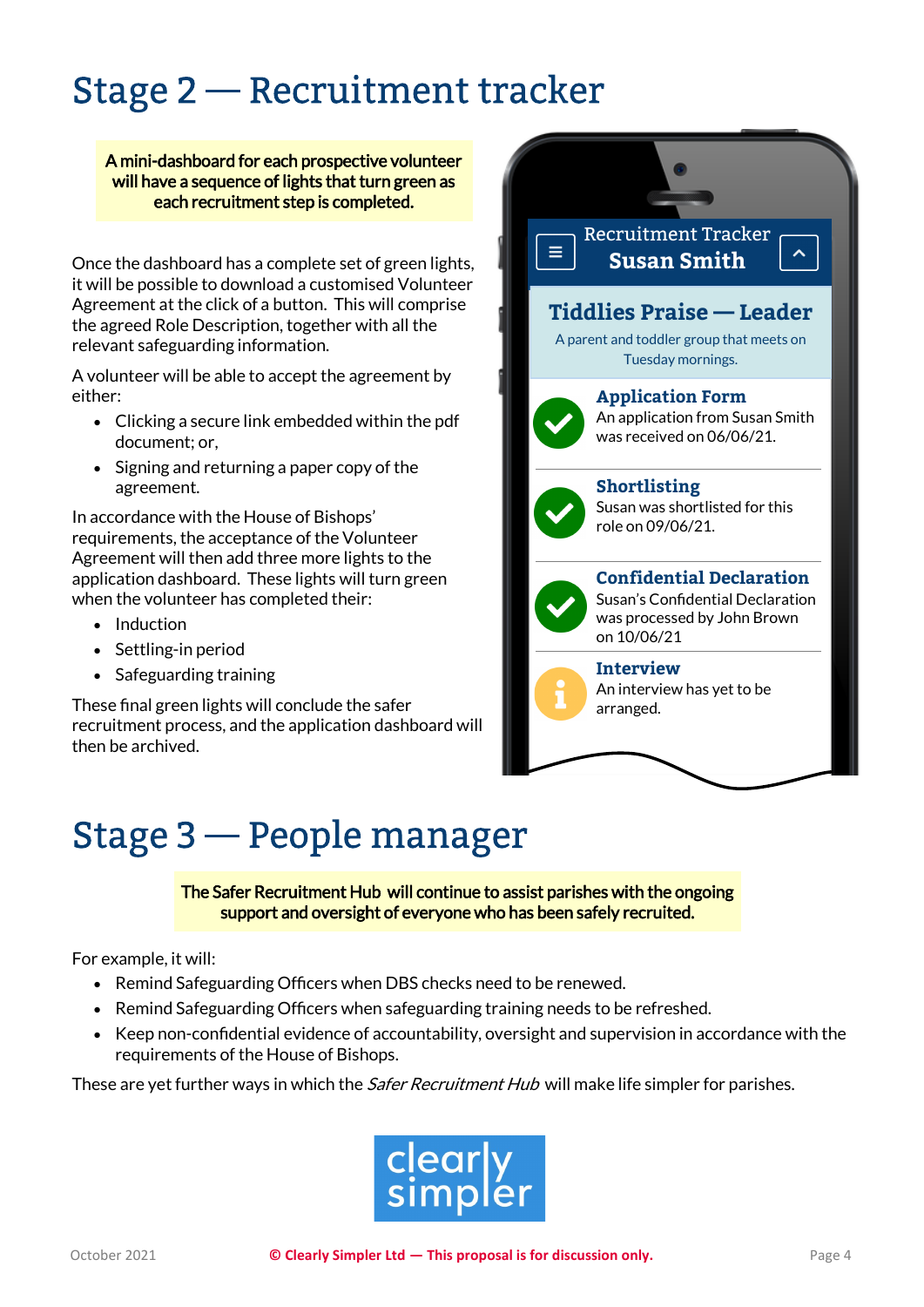# Stage 2 — Recruitment tracker

**A mini-dashboard for each prospective volunteer will have a sequence of lights that turn green as each recruitment step is completed.**

Once the dashboard has a complete set of green lights, it will be possible to download a customised Volunteer Agreement at the click of a button. This will comprise the agreed Role Description, together with all the relevant safeguarding information.

A volunteer will be able to accept the agreement by either:

- Clicking a secure link embedded within the pdf document; or,
- Signing and returning a paper copy of the agreement.

In accordance with the House of Bishops' requirements, the acceptance of the Volunteer Agreement will then add three more lights to the application dashboard. These lights will turn green when the volunteer has completed their:

- Induction
- Settling-in period
- Safeguarding training

These final green lights will conclude the safer recruitment process, and the application dashboard will then be archived.

Recruitment Tracker
**Susan Smith**

**Tiddlies Praise — Leader**
A parent and toddler group that meets on Tuesday mornings.

**Application Form**
An application from Susan Smith was received on 06/06/21.

**Shortlisting**
Susan was shortlisted for this role on 09/06/21.

**Confidential Declaration**
Susan's Confidential Declaration was processed by John Brown on 10/06/21

**Interview**
An interview has yet to be arranged.

# Stage 3 — People manager

**The Safer Recruitment Hub will continue to assist parishes with the ongoing support and oversight of everyone who has been safely recruited.**

For example, it will:

- Remind Safeguarding Officers when DBS checks need to be renewed.
- Remind Safeguarding Officers when safeguarding training needs to be refreshed.
- Keep non-confidential evidence of accountability, oversight and supervision in accordance with the requirements of the House of Bishops.

These are yet further ways in which the *Safer Recruitment Hub* will make life simpler for parishes.

clearly simpler

October 2021 **© Clearly Simpler Ltd — This proposal is for discussion only.**